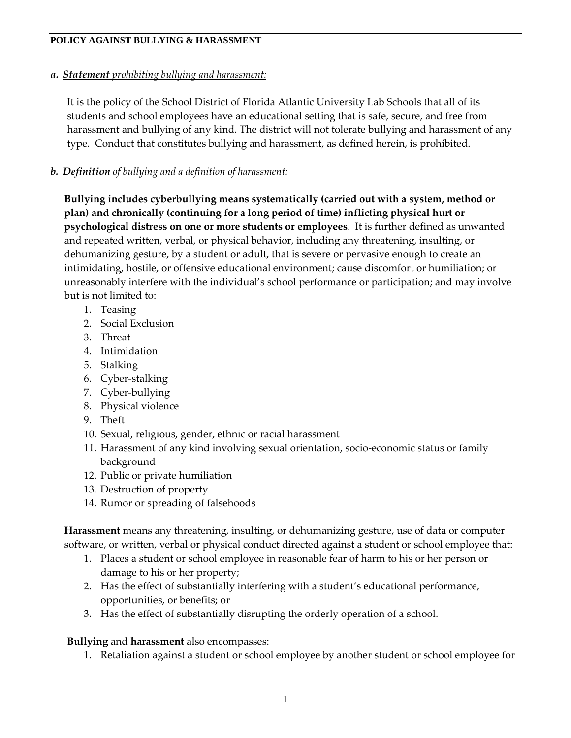**POLICY AGAINST BULLYING & HARASSMENT**

***a. Statement** prohibiting bullying and harassment:*

It is the policy of the School District of Florida Atlantic University Lab Schools that all of its students and school employees have an educational setting that is safe, secure, and free from harassment and bullying of any kind. The district will not tolerate bullying and harassment of any type. Conduct that constitutes bullying and harassment, as defined herein, is prohibited.

***b. Definition** of bullying and a definition of harassment:*

**Bullying includes cyberbullying means systematically (carried out with a system, method or plan) and chronically (continuing for a long period of time) inflicting physical hurt or psychological distress on one or more students or employees**. It is further defined as unwanted and repeated written, verbal, or physical behavior, including any threatening, insulting, or dehumanizing gesture, by a student or adult, that is severe or pervasive enough to create an intimidating, hostile, or offensive educational environment; cause discomfort or humiliation; or unreasonably interfere with the individual's school performance or participation; and may involve but is not limited to:

1. Teasing
2. Social Exclusion
3. Threat
4. Intimidation
5. Stalking
6. Cyber-stalking
7. Cyber-bullying
8. Physical violence
9. Theft
10. Sexual, religious, gender, ethnic or racial harassment
11. Harassment of any kind involving sexual orientation, socio-economic status or family background
12. Public or private humiliation
13. Destruction of property
14. Rumor or spreading of falsehoods

**Harassment** means any threatening, insulting, or dehumanizing gesture, use of data or computer software, or written, verbal or physical conduct directed against a student or school employee that:

1. Places a student or school employee in reasonable fear of harm to his or her person or damage to his or her property;
2. Has the effect of substantially interfering with a student's educational performance, opportunities, or benefits; or
3. Has the effect of substantially disrupting the orderly operation of a school.

**Bullying** and **harassment** also encompasses:

1. Retaliation against a student or school employee by another student or school employee for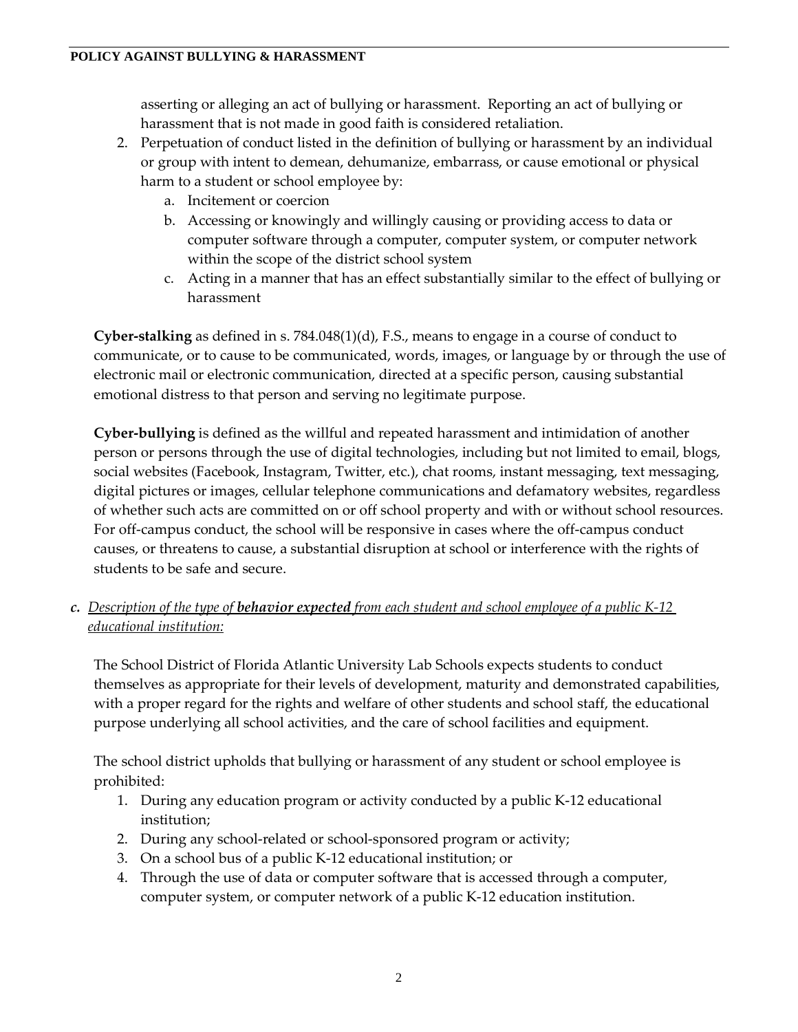asserting or alleging an act of bullying or harassment. Reporting an act of bullying or harassment that is not made in good faith is considered retaliation.

2. Perpetuation of conduct listed in the definition of bullying or harassment by an individual or group with intent to demean, dehumanize, embarrass, or cause emotional or physical harm to a student or school employee by:
   a. Incitement or coercion
   b. Accessing or knowingly and willingly causing or providing access to data or computer software through a computer, computer system, or computer network within the scope of the district school system
   c. Acting in a manner that has an effect substantially similar to the effect of bullying or harassment

**Cyber-stalking** as defined in s. 784.048(1)(d), F.S., means to engage in a course of conduct to communicate, or to cause to be communicated, words, images, or language by or through the use of electronic mail or electronic communication, directed at a specific person, causing substantial emotional distress to that person and serving no legitimate purpose.

**Cyber-bullying** is defined as the willful and repeated harassment and intimidation of another person or persons through the use of digital technologies, including but not limited to email, blogs, social websites (Facebook, Instagram, Twitter, etc.), chat rooms, instant messaging, text messaging, digital pictures or images, cellular telephone communications and defamatory websites, regardless of whether such acts are committed on or off school property and with or without school resources. For off-campus conduct, the school will be responsive in cases where the off-campus conduct causes, or threatens to cause, a substantial disruption at school or interference with the rights of students to be safe and secure.

***c.*** *Description of the type of **behavior expected** from each student and school employee of a public K-12 educational institution:*

The School District of Florida Atlantic University Lab Schools expects students to conduct themselves as appropriate for their levels of development, maturity and demonstrated capabilities, with a proper regard for the rights and welfare of other students and school staff, the educational purpose underlying all school activities, and the care of school facilities and equipment.

The school district upholds that bullying or harassment of any student or school employee is prohibited:

1. During any education program or activity conducted by a public K-12 educational institution;
2. During any school-related or school-sponsored program or activity;
3. On a school bus of a public K-12 educational institution; or
4. Through the use of data or computer software that is accessed through a computer, computer system, or computer network of a public K-12 education institution.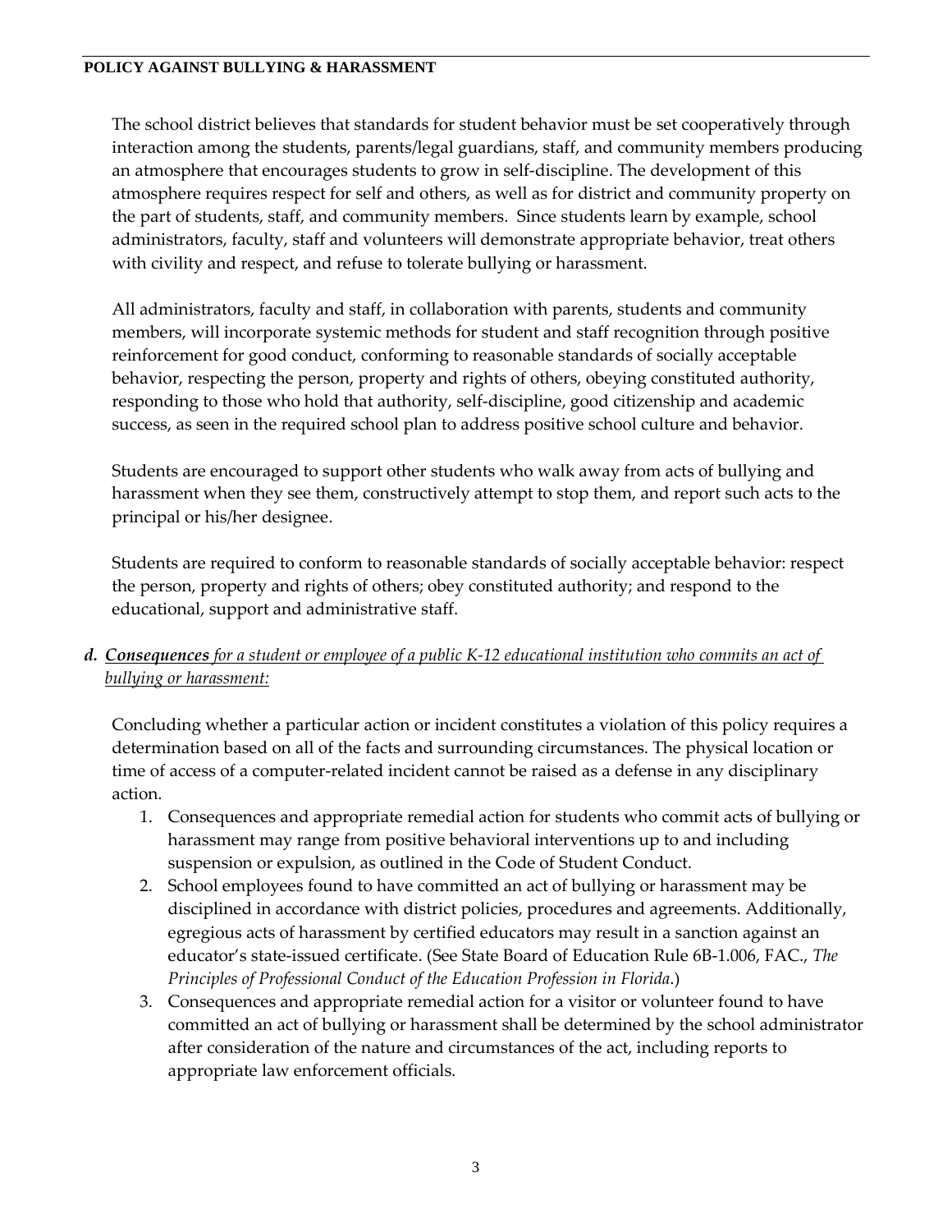The school district believes that standards for student behavior must be set cooperatively through interaction among the students, parents/legal guardians, staff, and community members producing an atmosphere that encourages students to grow in self-discipline. The development of this atmosphere requires respect for self and others, as well as for district and community property on the part of students, staff, and community members. Since students learn by example, school administrators, faculty, staff and volunteers will demonstrate appropriate behavior, treat others with civility and respect, and refuse to tolerate bullying or harassment.

All administrators, faculty and staff, in collaboration with parents, students and community members, will incorporate systemic methods for student and staff recognition through positive reinforcement for good conduct, conforming to reasonable standards of socially acceptable behavior, respecting the person, property and rights of others, obeying constituted authority, responding to those who hold that authority, self-discipline, good citizenship and academic success, as seen in the required school plan to address positive school culture and behavior.

Students are encouraged to support other students who walk away from acts of bullying and harassment when they see them, constructively attempt to stop them, and report such acts to the principal or his/her designee.

Students are required to conform to reasonable standards of socially acceptable behavior: respect the person, property and rights of others; obey constituted authority; and respond to the educational, support and administrative staff.

***d. Consequences** for a student or employee of a public K-12 educational institution who commits an act of bullying or harassment:*

Concluding whether a particular action or incident constitutes a violation of this policy requires a determination based on all of the facts and surrounding circumstances. The physical location or time of access of a computer-related incident cannot be raised as a defense in any disciplinary action.

1. Consequences and appropriate remedial action for students who commit acts of bullying or harassment may range from positive behavioral interventions up to and including suspension or expulsion, as outlined in the Code of Student Conduct.
2. School employees found to have committed an act of bullying or harassment may be disciplined in accordance with district policies, procedures and agreements. Additionally, egregious acts of harassment by certified educators may result in a sanction against an educator's state-issued certificate. (See State Board of Education Rule 6B-1.006, FAC., *The Principles of Professional Conduct of the Education Profession in Florida*.)
3. Consequences and appropriate remedial action for a visitor or volunteer found to have committed an act of bullying or harassment shall be determined by the school administrator after consideration of the nature and circumstances of the act, including reports to appropriate law enforcement officials.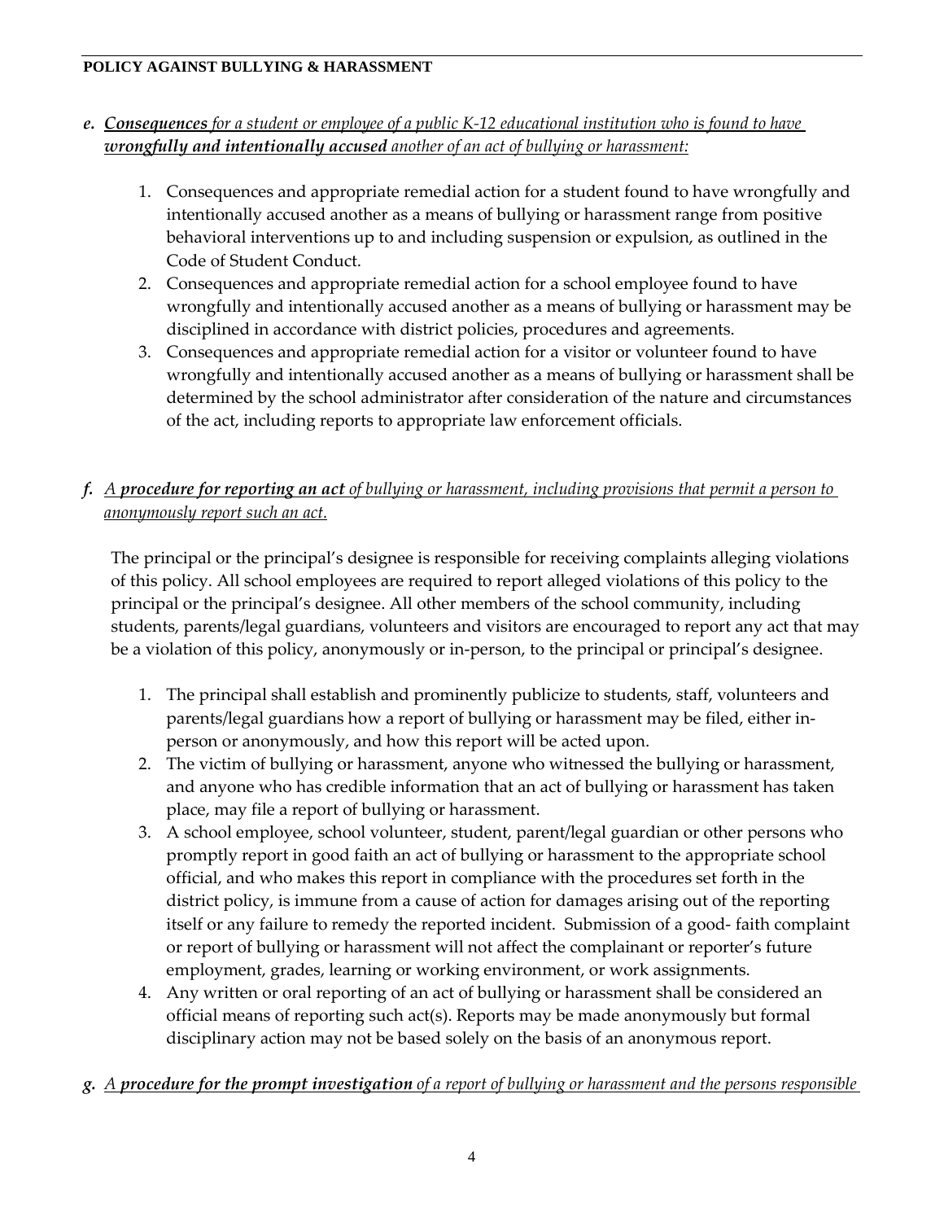*e. **Consequences** for a student or employee of a public K-12 educational institution who is found to have **wrongfully and intentionally accused** another of an act of bullying or harassment:*

1. Consequences and appropriate remedial action for a student found to have wrongfully and intentionally accused another as a means of bullying or harassment range from positive behavioral interventions up to and including suspension or expulsion, as outlined in the Code of Student Conduct.
2. Consequences and appropriate remedial action for a school employee found to have wrongfully and intentionally accused another as a means of bullying or harassment may be disciplined in accordance with district policies, procedures and agreements.
3. Consequences and appropriate remedial action for a visitor or volunteer found to have wrongfully and intentionally accused another as a means of bullying or harassment shall be determined by the school administrator after consideration of the nature and circumstances of the act, including reports to appropriate law enforcement officials.

*f. A **procedure for reporting an act** of bullying or harassment, including provisions that permit a person to anonymously report such an act.*

The principal or the principal's designee is responsible for receiving complaints alleging violations of this policy. All school employees are required to report alleged violations of this policy to the principal or the principal's designee. All other members of the school community, including students, parents/legal guardians, volunteers and visitors are encouraged to report any act that may be a violation of this policy, anonymously or in-person, to the principal or principal's designee.

1. The principal shall establish and prominently publicize to students, staff, volunteers and parents/legal guardians how a report of bullying or harassment may be filed, either in-person or anonymously, and how this report will be acted upon.
2. The victim of bullying or harassment, anyone who witnessed the bullying or harassment, and anyone who has credible information that an act of bullying or harassment has taken place, may file a report of bullying or harassment.
3. A school employee, school volunteer, student, parent/legal guardian or other persons who promptly report in good faith an act of bullying or harassment to the appropriate school official, and who makes this report in compliance with the procedures set forth in the district policy, is immune from a cause of action for damages arising out of the reporting itself or any failure to remedy the reported incident. Submission of a good- faith complaint or report of bullying or harassment will not affect the complainant or reporter's future employment, grades, learning or working environment, or work assignments.
4. Any written or oral reporting of an act of bullying or harassment shall be considered an official means of reporting such act(s). Reports may be made anonymously but formal disciplinary action may not be based solely on the basis of an anonymous report.

*g. A **procedure for the prompt investigation** of a report of bullying or harassment and the persons responsible*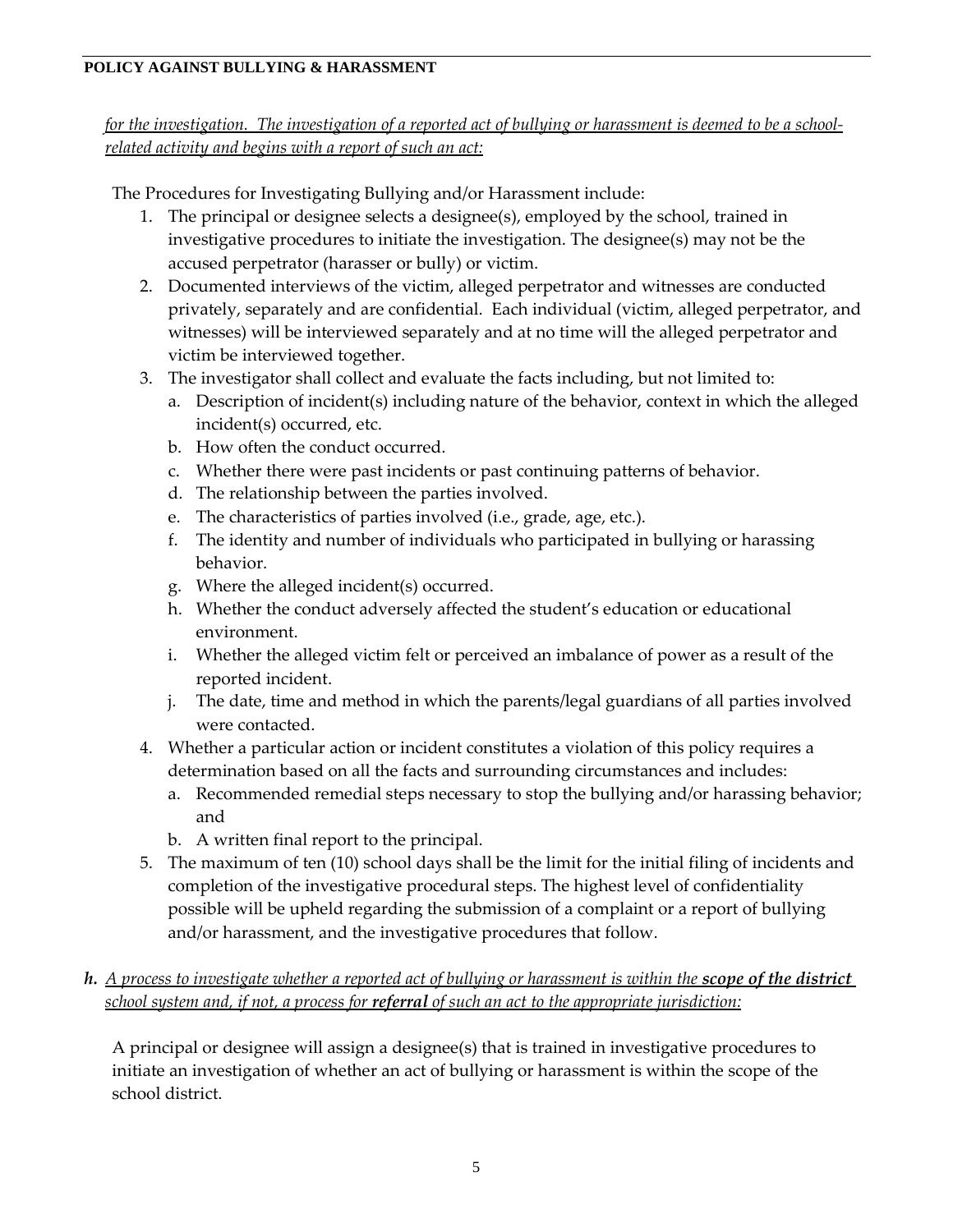*for the investigation. The investigation of a reported act of bullying or harassment is deemed to be a school-related activity and begins with a report of such an act:*

The Procedures for Investigating Bullying and/or Harassment include:

1. The principal or designee selects a designee(s), employed by the school, trained in investigative procedures to initiate the investigation. The designee(s) may not be the accused perpetrator (harasser or bully) or victim.
2. Documented interviews of the victim, alleged perpetrator and witnesses are conducted privately, separately and are confidential. Each individual (victim, alleged perpetrator, and witnesses) will be interviewed separately and at no time will the alleged perpetrator and victim be interviewed together.
3. The investigator shall collect and evaluate the facts including, but not limited to:
   a. Description of incident(s) including nature of the behavior, context in which the alleged incident(s) occurred, etc.
   b. How often the conduct occurred.
   c. Whether there were past incidents or past continuing patterns of behavior.
   d. The relationship between the parties involved.
   e. The characteristics of parties involved (i.e., grade, age, etc.).
   f. The identity and number of individuals who participated in bullying or harassing behavior.
   g. Where the alleged incident(s) occurred.
   h. Whether the conduct adversely affected the student's education or educational environment.
   i. Whether the alleged victim felt or perceived an imbalance of power as a result of the reported incident.
   j. The date, time and method in which the parents/legal guardians of all parties involved were contacted.
4. Whether a particular action or incident constitutes a violation of this policy requires a determination based on all the facts and surrounding circumstances and includes:
   a. Recommended remedial steps necessary to stop the bullying and/or harassing behavior; and
   b. A written final report to the principal.
5. The maximum of ten (10) school days shall be the limit for the initial filing of incidents and completion of the investigative procedural steps. The highest level of confidentiality possible will be upheld regarding the submission of a complaint or a report of bullying and/or harassment, and the investigative procedures that follow.

***h.*** *A process to investigate whether a reported act of bullying or harassment is within the* ***scope of the district*** *school system and, if not, a process for* ***referral*** *of such an act to the appropriate jurisdiction:*

A principal or designee will assign a designee(s) that is trained in investigative procedures to initiate an investigation of whether an act of bullying or harassment is within the scope of the school district.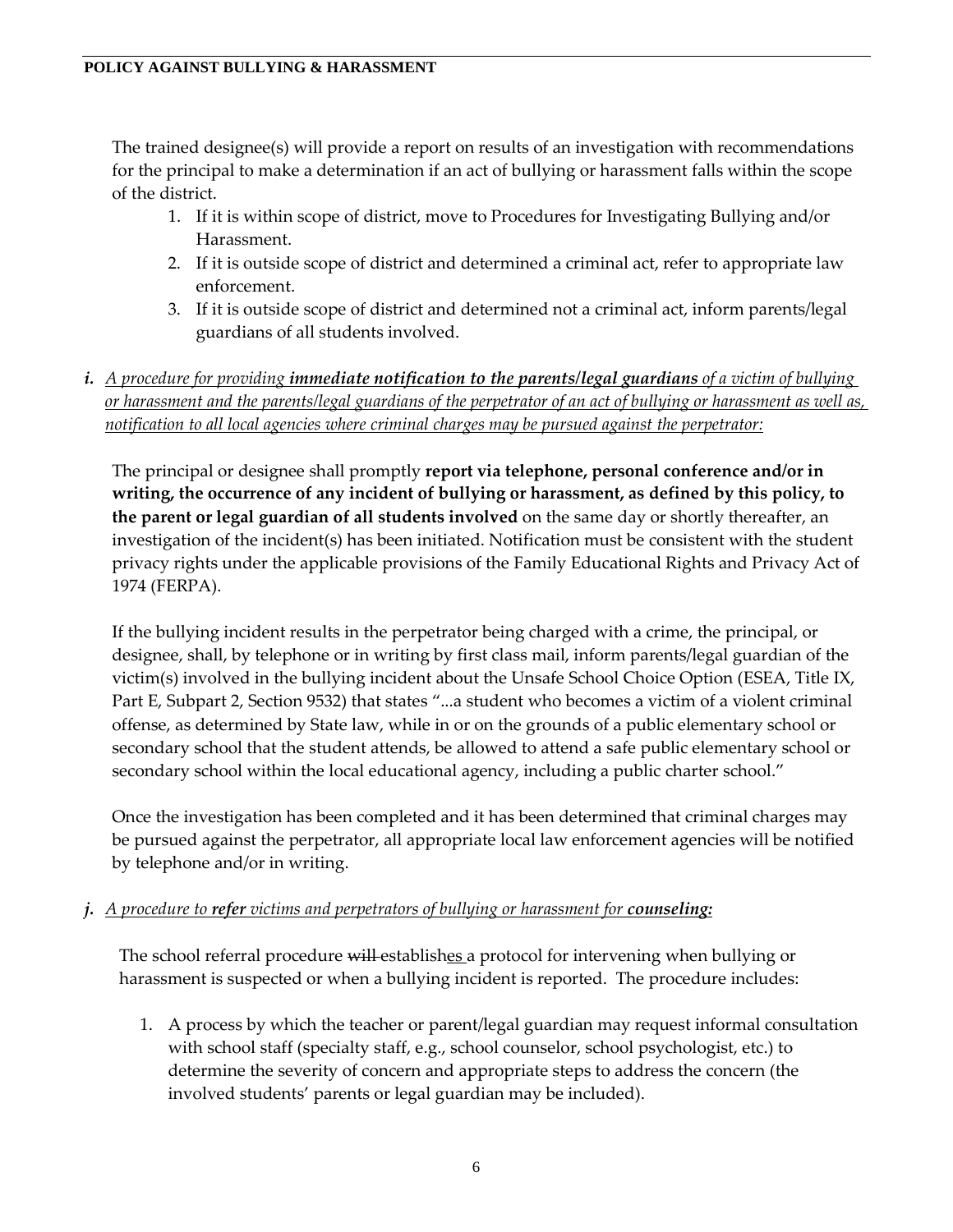The trained designee(s) will provide a report on results of an investigation with recommendations for the principal to make a determination if an act of bullying or harassment falls within the scope of the district.

1. If it is within scope of district, move to Procedures for Investigating Bullying and/or Harassment.
2. If it is outside scope of district and determined a criminal act, refer to appropriate law enforcement.
3. If it is outside scope of district and determined not a criminal act, inform parents/legal guardians of all students involved.

***i.*** <u>*A procedure for providing **immediate notification to the parents/legal guardians** of a victim of bullying or harassment and the parents/legal guardians of the perpetrator of an act of bullying or harassment as well as, notification to all local agencies where criminal charges may be pursued against the perpetrator:*</u>

The principal or designee shall promptly **report via telephone, personal conference and/or in writing, the occurrence of any incident of bullying or harassment, as defined by this policy, to the parent or legal guardian of all students involved** on the same day or shortly thereafter, an investigation of the incident(s) has been initiated. Notification must be consistent with the student privacy rights under the applicable provisions of the Family Educational Rights and Privacy Act of 1974 (FERPA).

If the bullying incident results in the perpetrator being charged with a crime, the principal, or designee, shall, by telephone or in writing by first class mail, inform parents/legal guardian of the victim(s) involved in the bullying incident about the Unsafe School Choice Option (ESEA, Title IX, Part E, Subpart 2, Section 9532) that states "...a student who becomes a victim of a violent criminal offense, as determined by State law, while in or on the grounds of a public elementary school or secondary school that the student attends, be allowed to attend a safe public elementary school or secondary school within the local educational agency, including a public charter school."

Once the investigation has been completed and it has been determined that criminal charges may be pursued against the perpetrator, all appropriate local law enforcement agencies will be notified by telephone and/or in writing.

***j.*** <u>*A procedure to **refer** victims and perpetrators of bullying or harassment for **counseling:***</u>

The school referral procedure ~~will~~ establish<u>es</u> a protocol for intervening when bullying or harassment is suspected or when a bullying incident is reported. The procedure includes:

1. A process by which the teacher or parent/legal guardian may request informal consultation with school staff (specialty staff, e.g., school counselor, school psychologist, etc.) to determine the severity of concern and appropriate steps to address the concern (the involved students' parents or legal guardian may be included).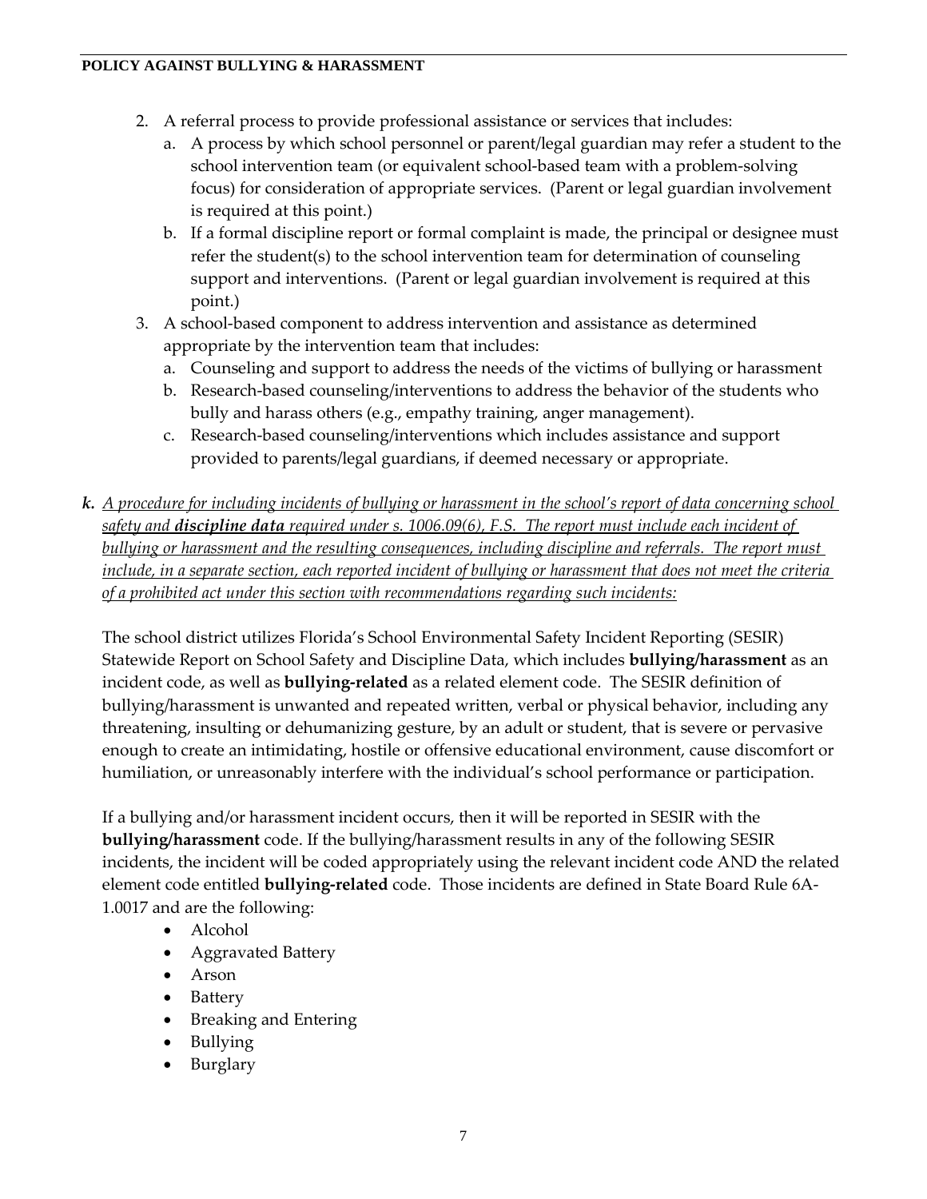2. A referral process to provide professional assistance or services that includes:
   a. A process by which school personnel or parent/legal guardian may refer a student to the school intervention team (or equivalent school-based team with a problem-solving focus) for consideration of appropriate services. (Parent or legal guardian involvement is required at this point.)
   b. If a formal discipline report or formal complaint is made, the principal or designee must refer the student(s) to the school intervention team for determination of counseling support and interventions. (Parent or legal guardian involvement is required at this point.)
3. A school-based component to address intervention and assistance as determined appropriate by the intervention team that includes:
   a. Counseling and support to address the needs of the victims of bullying or harassment
   b. Research-based counseling/interventions to address the behavior of the students who bully and harass others (e.g., empathy training, anger management).
   c. Research-based counseling/interventions which includes assistance and support provided to parents/legal guardians, if deemed necessary or appropriate.

***k.*** *A procedure for including incidents of bullying or harassment in the school's report of data concerning school safety and* ***discipline data*** *required under s. 1006.09(6), F.S. The report must include each incident of bullying or harassment and the resulting consequences, including discipline and referrals. The report must include, in a separate section, each reported incident of bullying or harassment that does not meet the criteria of a prohibited act under this section with recommendations regarding such incidents:*

The school district utilizes Florida's School Environmental Safety Incident Reporting (SESIR) Statewide Report on School Safety and Discipline Data, which includes **bullying/harassment** as an incident code, as well as **bullying-related** as a related element code. The SESIR definition of bullying/harassment is unwanted and repeated written, verbal or physical behavior, including any threatening, insulting or dehumanizing gesture, by an adult or student, that is severe or pervasive enough to create an intimidating, hostile or offensive educational environment, cause discomfort or humiliation, or unreasonably interfere with the individual's school performance or participation.

If a bullying and/or harassment incident occurs, then it will be reported in SESIR with the **bullying/harassment** code. If the bullying/harassment results in any of the following SESIR incidents, the incident will be coded appropriately using the relevant incident code AND the related element code entitled **bullying-related** code. Those incidents are defined in State Board Rule 6A-1.0017 and are the following:

- Alcohol
- Aggravated Battery
- Arson
- Battery
- Breaking and Entering
- Bullying
- Burglary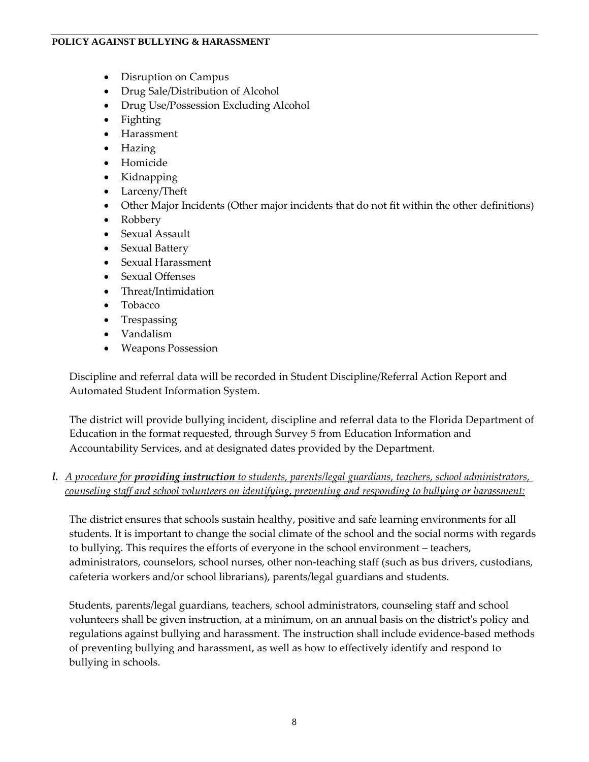- Disruption on Campus
- Drug Sale/Distribution of Alcohol
- Drug Use/Possession Excluding Alcohol
- Fighting
- Harassment
- Hazing
- Homicide
- Kidnapping
- Larceny/Theft
- Other Major Incidents (Other major incidents that do not fit within the other definitions)
- Robbery
- Sexual Assault
- Sexual Battery
- Sexual Harassment
- Sexual Offenses
- Threat/Intimidation
- Tobacco
- Trespassing
- Vandalism
- Weapons Possession

Discipline and referral data will be recorded in Student Discipline/Referral Action Report and Automated Student Information System.

The district will provide bullying incident, discipline and referral data to the Florida Department of Education in the format requested, through Survey 5 from Education Information and Accountability Services, and at designated dates provided by the Department.

***l.*** *A procedure for **providing instruction** to students, parents/legal guardians, teachers, school administrators, counseling staff and school volunteers on identifying, preventing and responding to bullying or harassment:*

The district ensures that schools sustain healthy, positive and safe learning environments for all students. It is important to change the social climate of the school and the social norms with regards to bullying. This requires the efforts of everyone in the school environment – teachers, administrators, counselors, school nurses, other non-teaching staff (such as bus drivers, custodians, cafeteria workers and/or school librarians), parents/legal guardians and students.

Students, parents/legal guardians, teachers, school administrators, counseling staff and school volunteers shall be given instruction, at a minimum, on an annual basis on the district's policy and regulations against bullying and harassment. The instruction shall include evidence-based methods of preventing bullying and harassment, as well as how to effectively identify and respond to bullying in schools.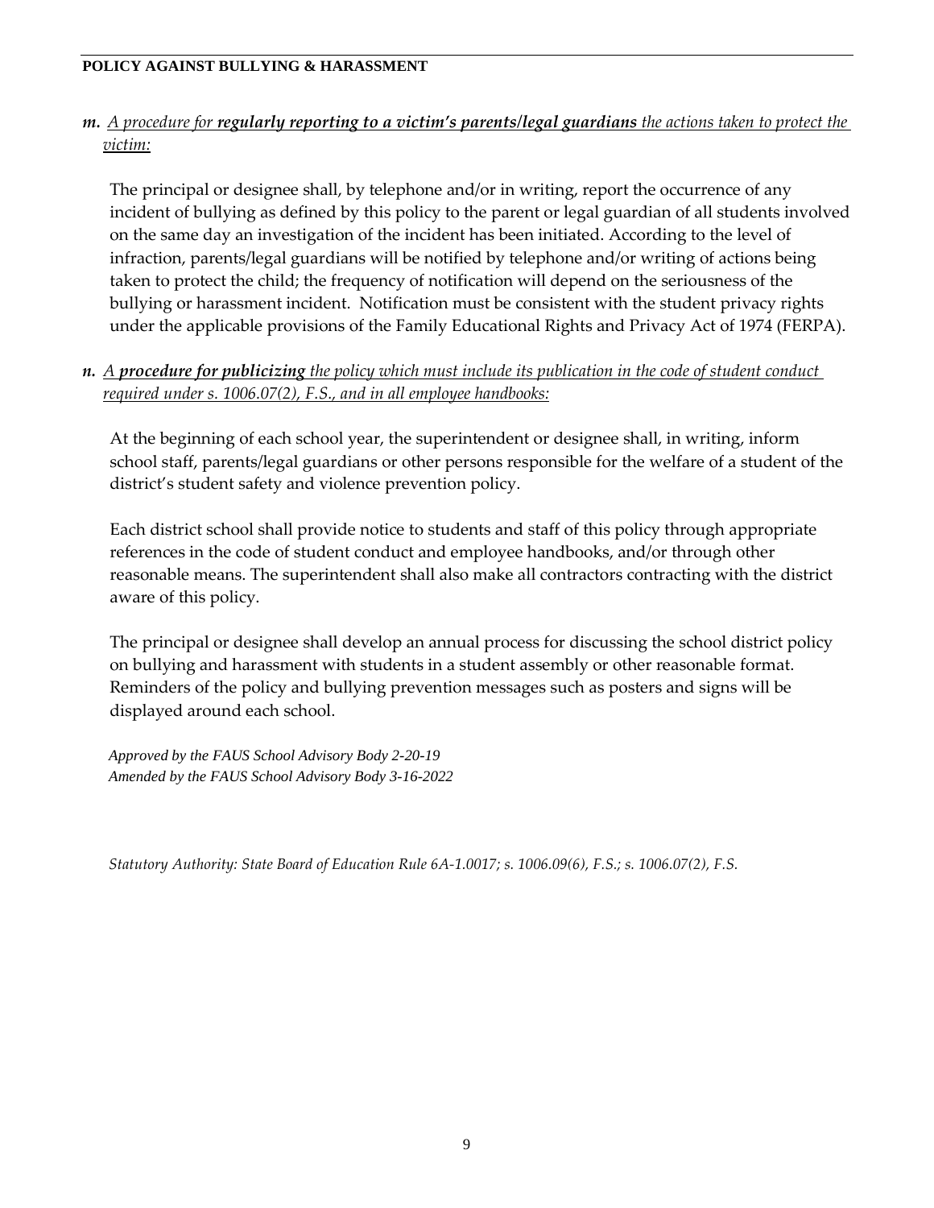***m.*** *A procedure for **regularly reporting to a victim's parents/legal guardians** the actions taken to protect the victim:*

The principal or designee shall, by telephone and/or in writing, report the occurrence of any incident of bullying as defined by this policy to the parent or legal guardian of all students involved on the same day an investigation of the incident has been initiated. According to the level of infraction, parents/legal guardians will be notified by telephone and/or writing of actions being taken to protect the child; the frequency of notification will depend on the seriousness of the bullying or harassment incident. Notification must be consistent with the student privacy rights under the applicable provisions of the Family Educational Rights and Privacy Act of 1974 (FERPA).

***n.*** *A **procedure for publicizing** the policy which must include its publication in the code of student conduct required under s. 1006.07(2), F.S., and in all employee handbooks:*

At the beginning of each school year, the superintendent or designee shall, in writing, inform school staff, parents/legal guardians or other persons responsible for the welfare of a student of the district's student safety and violence prevention policy.

Each district school shall provide notice to students and staff of this policy through appropriate references in the code of student conduct and employee handbooks, and/or through other reasonable means. The superintendent shall also make all contractors contracting with the district aware of this policy.

The principal or designee shall develop an annual process for discussing the school district policy on bullying and harassment with students in a student assembly or other reasonable format. Reminders of the policy and bullying prevention messages such as posters and signs will be displayed around each school.

*Approved by the FAUS School Advisory Body 2-20-19*
*Amended by the FAUS School Advisory Body 3-16-2022*

*Statutory Authority: State Board of Education Rule 6A-1.0017; s. 1006.09(6), F.S.; s. 1006.07(2), F.S.*